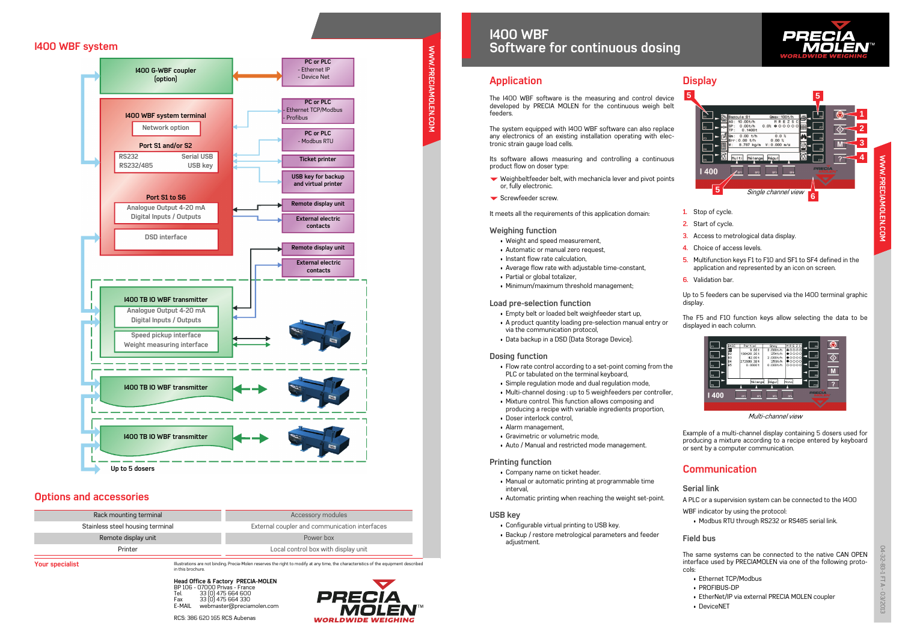## I400 WBF system

I400 G-WBF coupler (option)

PC or PLC
- Ethernet IP
- Device Net

I400 WBF system terminal

Network option

PC or PLC
- Ethernet TCP/Modbus
- Profibus

Port S1 and/or S2

| RS232 | Serial USB |
|---|---|
| RS232/485 | USB key |

PC or PLC
- Modbus RTU

Ticket printer

USB key for backup and virtual printer

Port S1 to S6

Analogue Output 4-20 mA
Digital Inputs / Outputs

Remote display unit

External electric contacts

DSD interface

Remote display unit

External electric contacts

I400 TB IO WBF transmitter

Analogue Output 4-20 mA
Digital Inputs / Outputs

Speed pickup interface
Weight measuring interface

I400 TB IO WBF transmitter

I400 TB IO WBF transmitter

Up to 5 dosers

## Options and accessories

| | |
|---|---|
| Rack mounting terminal | Accessory modules |
| Stainless steel housing terminal | External coupler and communication interfaces |
| Remote display unit | Power box |
| Printer | Local control box with display unit |

Your specialist

Illustrations are not binding. Precia-Molen reserves the right to modify at any time, the characteristics of the equipment described in this brochure.

**Head Office & Factory PRECIA-MOLEN**
BP 106 - 07000 Privas - France
Tel. 33 (0) 475 664 600
Fax 33 (0) 475 664 330
E-MAIL webmaster@preciamolen.com

RCS: 386 620 165 RCS Aubenas

PRECIA MOLEN WORLDWIDE WEIGHING

WWW.PRECIAMOLEN.COM

# I400 WBF
# Software for continuous dosing

## Application

The I400 WBF software is the measuring and control device developed by PRECIA MOLEN for the continuous weigh belt feeders.

The system equipped with I400 WBF software can also replace any electronics of an existing installation operating with electronic strain gauge load cells.

Its software allows measuring and controlling a continuous product flow on doser type:

- Weighbeltfeeder belt, with mechanicla lever and pivot points or, fully electronic.
- Screwfeeder screw.

It meets all the requirements of this application domain:

### Weighing function

- Weight and speed measurement,
- Automatic or manual zero request,
- Instant flow rate calculation,
- Average flow rate with adjustable time-constant,
- Partial or global totalizer,
- Minimum/maximum threshold management;

### Load pre-selection function

- Empty belt or loaded belt weighfeeder start up,
- A product quantity loading pre-selection manual entry or via the communication protocol,
- Data backup in a DSD (Data Storage Device).

### Dosing function

- Flow rate control according to a set-point coming from the PLC or tabulated on the terminal keyboard,
- Simple regulation mode and dual regulation mode,
- Multi-channel dosing : up to 5 weighfeeders per controller,
- Mixture control. This function allows composing and producing a recipe with variable ingredients proportion,
- Doser interlock control,
- Alarm management,
- Gravimetric or volumetric mode,
- Auto / Manual and restricted mode management.

### Printing function

- Company name on ticket header.
- Manual or automatic printing at programmable time interval,
- Automatic printing when reaching the weight set-point.

### USB key

- Configurable virtual printing to USB key.
- Backup / restore metrological parameters and feeder adjustment.

## Display

*Single channel view*

1. Stop of cycle.
2. Start of cycle.
3. Access to metrological data display.
4. Choice of access levels.
5. Multifunction keys F1 to F10 and SF1 to SF4 defined in the application and represented by an icon on screen.
6. Validation bar.

Up to 5 feeders can be supervised via the I400 terminal graphic display.

The F5 and F10 function keys allow selecting the data to be displayed in each column.

*Multi-channel view*

Example of a multi-channel display containing 5 dosers used for producing a mixture according to a recipe entered by keyboard or sent by a computer communication.

## Communication

### Serial link

A PLC or a supervision system can be connected to the I400 WBF indicator by using the protocol:

- Modbus RTU through RS232 or RS485 serial link.

### Field bus

The same systems can be connected to the native CAN OPEN interface used by PRECIAMOLEN via one of the following protocols:

- Ethernet TCP/Modbus
- PROFIBUS-DP
- EtherNet/IP via external PRECIA MOLEN coupler
- DeviceNET

04-32-83-1 FT A - 03/2013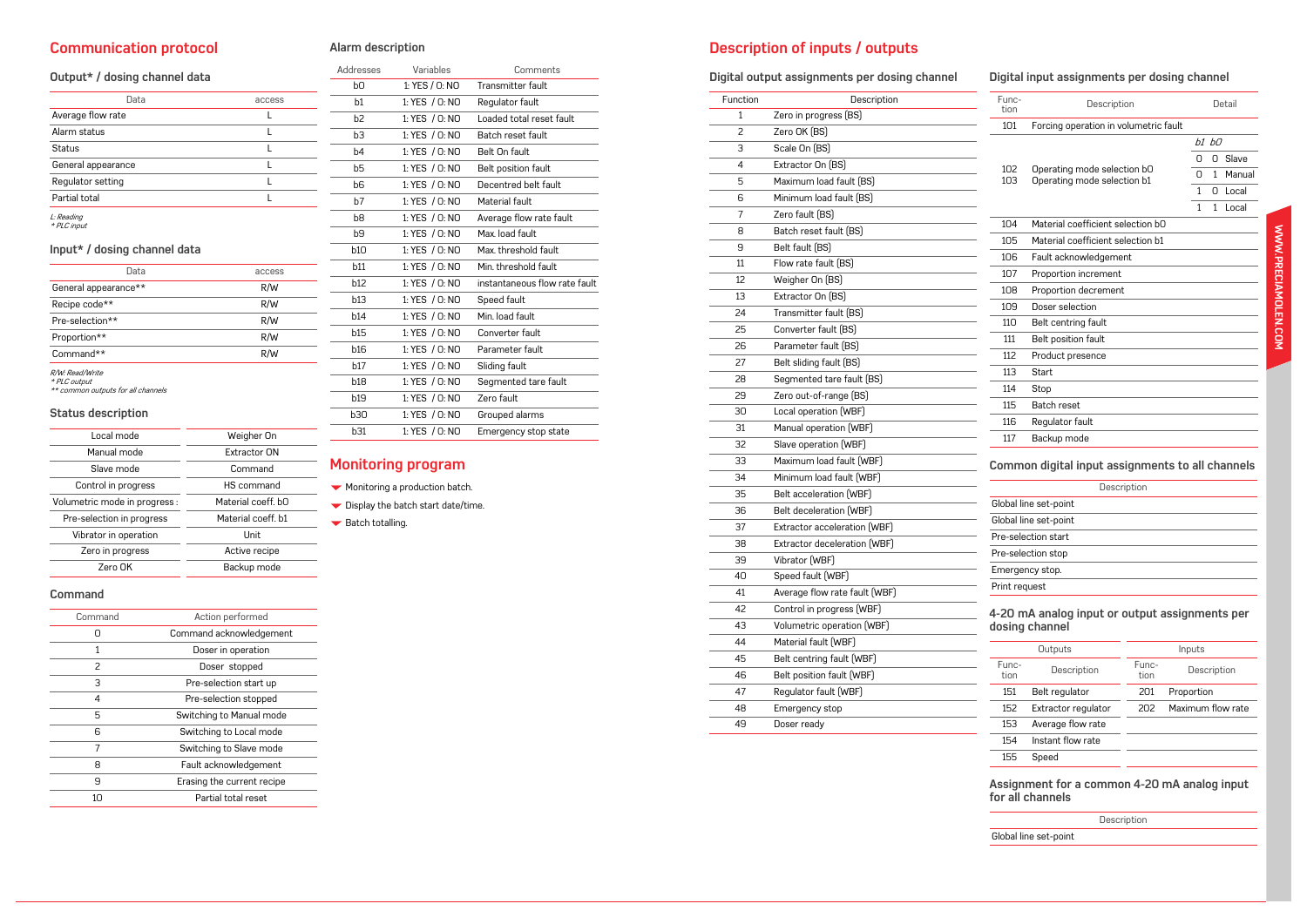# Communication protocol

### Output* / dosing channel data

| Data | access |
|---|---|
| Average flow rate | L |
| Alarm status | L |
| Status | L |
| General appearance | L |
| Regulator setting | L |
| Partial total | L |

*L: Reading*
*\* PLC input*

### Input* / dosing channel data

| Data | access |
|---|---|
| General appearance** | R/W |
| Recipe code** | R/W |
| Pre-selection** | R/W |
| Proportion** | R/W |
| Command** | R/W |

*R/W: Read/Write*
*\* PLC output*
*\*\* common outputs for all channels*

### Status description

| | |
|---|---|
| Local mode | Weigher On |
| Manual mode | Extractor ON |
| Slave mode | Command |
| Control in progress | HS command |
| Volumetric mode in progress : | Material coeff. b0 |
| Pre-selection in progress | Material coeff. b1 |
| Vibrator in operation | Unit |
| Zero in progress | Active recipe |
| Zero OK | Backup mode |

### Command

| Command | Action performed |
|---|---|
| 0 | Command acknowledgement |
| 1 | Doser in operation |
| 2 | Doser stopped |
| 3 | Pre-selection start up |
| 4 | Pre-selection stopped |
| 5 | Switching to Manual mode |
| 6 | Switching to Local mode |
| 7 | Switching to Slave mode |
| 8 | Fault acknowledgement |
| 9 | Erasing the current recipe |
| 10 | Partial total reset |

### Alarm description

| Addresses | Variables | Comments |
|---|---|---|
| b0 | 1: YES / 0: NO | Transmitter fault |
| b1 | 1: YES / 0: NO | Regulator fault |
| b2 | 1: YES / 0: NO | Loaded total reset fault |
| b3 | 1: YES / 0: NO | Batch reset fault |
| b4 | 1: YES / 0: NO | Belt On fault |
| b5 | 1: YES / 0: NO | Belt position fault |
| b6 | 1: YES / 0: NO | Decentred belt fault |
| b7 | 1: YES / 0: NO | Material fault |
| b8 | 1: YES / 0: NO | Average flow rate fault |
| b9 | 1: YES / 0: NO | Max. load fault |
| b10 | 1: YES / 0: NO | Max. threshold fault |
| b11 | 1: YES / 0: NO | Min. threshold fault |
| b12 | 1: YES / 0: NO | instantaneous flow rate fault |
| b13 | 1: YES / 0: NO | Speed fault |
| b14 | 1: YES / 0: NO | Min. load fault |
| b15 | 1: YES / 0: NO | Converter fault |
| b16 | 1: YES / 0: NO | Parameter fault |
| b17 | 1: YES / 0: NO | Sliding fault |
| b18 | 1: YES / 0: NO | Segmented tare fault |
| b19 | 1: YES / 0: NO | Zero fault |
| b30 | 1: YES / 0: NO | Grouped alarms |
| b31 | 1: YES / 0: NO | Emergency stop state |

## Monitoring program

- Monitoring a production batch.
- Display the batch start date/time.
- Batch totalling.

# Description of inputs / outputs

### Digital output assignments per dosing channel

| Function | Description |
|---|---|
| 1 | Zero in progress (BS) |
| 2 | Zero OK (BS) |
| 3 | Scale On (BS) |
| 4 | Extractor On (BS) |
| 5 | Maximum load fault (BS) |
| 6 | Minimum load fault (BS) |
| 7 | Zero fault (BS) |
| 8 | Batch reset fault (BS) |
| 9 | Belt fault (BS) |
| 11 | Flow rate fault (BS) |
| 12 | Weigher On (BS) |
| 13 | Extractor On (BS) |
| 24 | Transmitter fault (BS) |
| 25 | Converter fault (BS) |
| 26 | Parameter fault (BS) |
| 27 | Belt sliding fault (BS) |
| 28 | Segmented tare fault (BS) |
| 29 | Zero out-of-range (BS) |
| 30 | Local operation (WBF) |
| 31 | Manual operation (WBF) |
| 32 | Slave operation (WBF) |
| 33 | Maximum load fault (WBF) |
| 34 | Minimum load fault (WBF) |
| 35 | Belt acceleration (WBF) |
| 36 | Belt deceleration (WBF) |
| 37 | Extractor acceleration (WBF) |
| 38 | Extractor deceleration (WBF) |
| 39 | Vibrator (WBF) |
| 40 | Speed fault (WBF) |
| 41 | Average flow rate fault (WBF) |
| 42 | Control in progress (WBF) |
| 43 | Volumetric operation (WBF) |
| 44 | Material fault (WBF) |
| 45 | Belt centring fault (WBF) |
| 46 | Belt position fault (WBF) |
| 47 | Regulator fault (WBF) |
| 48 | Emergency stop |
| 49 | Doser ready |

### Digital input assignments per dosing channel

| Function | Description | Detail |
|---|---|---|
| 101 | Forcing operation in volumetric fault | |
| 102<br>103 | Operating mode selection b0<br>Operating mode selection b1 | b1 b0<br>0 0 Slave<br>0 1 Manual<br>1 0 Local<br>1 1 Local |
| 104 | Material coefficient selection b0 | |
| 105 | Material coefficient selection b1 | |
| 106 | Fault acknowledgement | |
| 107 | Proportion increment | |
| 108 | Proportion decrement | |
| 109 | Doser selection | |
| 110 | Belt centring fault | |
| 111 | Belt position fault | |
| 112 | Product presence | |
| 113 | Start | |
| 114 | Stop | |
| 115 | Batch reset | |
| 116 | Regulator fault | |
| 117 | Backup mode | |

### Common digital input assignments to all channels

| Description |
|---|
| Global line set-point |
| Global line set-point |
| Pre-selection start |
| Pre-selection stop |
| Emergency stop. |
| Print request |

### 4-20 mA analog input or output assignments per dosing channel

| Outputs | | Inputs | |
|---|---|---|---|
| Function | Description | Function | Description |
| 151 | Belt regulator | 201 | Proportion |
| 152 | Extractor regulator | 202 | Maximum flow rate |
| 153 | Average flow rate | | |
| 154 | Instant flow rate | | |
| 155 | Speed | | |

### Assignment for a common 4-20 mA analog input for all channels

| Description |
|---|
| Global line set-point |

WWW.PRECIAMOLEN.COM